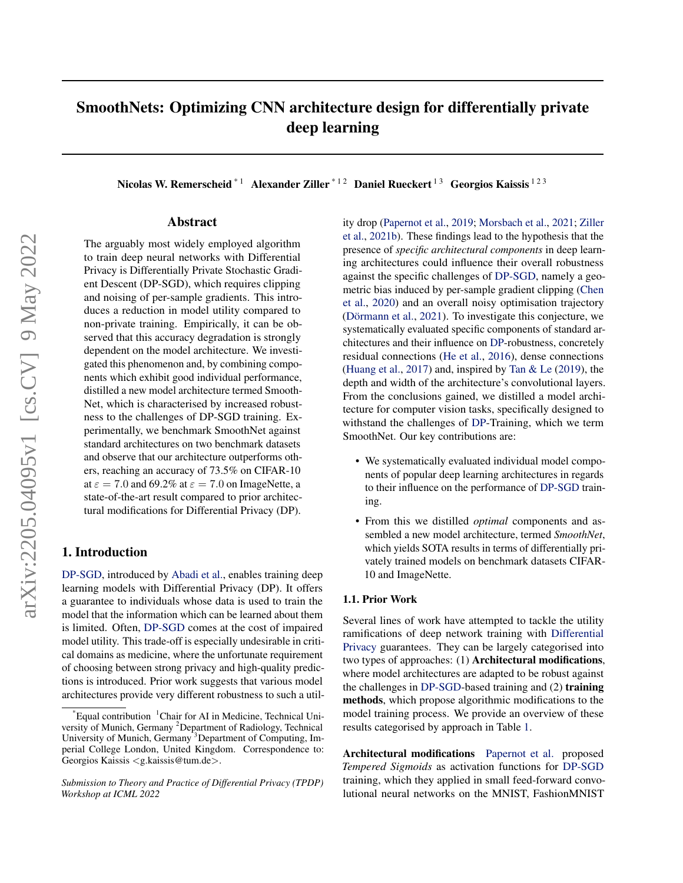# SmoothNets: Optimizing CNN architecture design for differentially private deep learning

**Nicolas W. Remerscheid** [*1] **Alexander Ziller** [*1 2] **Daniel Rueckert** [1 3] **Georgios Kaissis** [1 2 3]

## Abstract

The arguably most widely employed algorithm to train deep neural networks with Differential Privacy is Differentially Private Stochastic Gradient Descent (DP-SGD), which requires clipping and noising of per-sample gradients. This introduces a reduction in model utility compared to non-private training. Empirically, it can be observed that this accuracy degradation is strongly dependent on the model architecture. We investigated this phenomenon and, by combining components which exhibit good individual performance, distilled a new model architecture termed SmoothNet, which is characterised by increased robustness to the challenges of DP-SGD training. Experimentally, we benchmark SmoothNet against standard architectures on two benchmark datasets and observe that our architecture outperforms others, reaching an accuracy of 73.5% on CIFAR-10 at $\varepsilon = 7.0$ and 69.2% at $\varepsilon = 7.0$ on ImageNette, a state-of-the-art result compared to prior architectural modifications for Differential Privacy (DP).

## 1. Introduction

DP-SGD, introduced by Abadi et al., enables training deep learning models with Differential Privacy (DP). It offers a guarantee to individuals whose data is used to train the model that the information which can be learned about them is limited. Often, DP-SGD comes at the cost of impaired model utility. This trade-off is especially undesirable in critical domains as medicine, where the unfortunate requirement of choosing between strong privacy and high-quality predictions is introduced. Prior work suggests that various model architectures provide very different robustness to such a utility drop (Papernot et al., 2019; Morsbach et al., 2021; Ziller et al., 2021b). These findings lead to the hypothesis that the presence of *specific architectural components* in deep learning architectures could influence their overall robustness against the specific challenges of DP-SGD, namely a geometric bias induced by per-sample gradient clipping (Chen et al., 2020) and an overall noisy optimisation trajectory (Dörmann et al., 2021). To investigate this conjecture, we systematically evaluated specific components of standard architectures and their influence on DP-robustness, concretely residual connections (He et al., 2016), dense connections (Huang et al., 2017) and, inspired by Tan & Le (2019), the depth and width of the architecture's convolutional layers. From the conclusions gained, we distilled a model architecture for computer vision tasks, specifically designed to withstand the challenges of DP-Training, which we term SmoothNet. Our key contributions are:

- We systematically evaluated individual model components of popular deep learning architectures in regards to their influence on the performance of DP-SGD training.
- From this we distilled *optimal* components and assembled a new model architecture, termed *SmoothNet*, which yields SOTA results in terms of differentially privately trained models on benchmark datasets CIFAR-10 and ImageNette.

### 1.1. Prior Work

Several lines of work have attempted to tackle the utility ramifications of deep network training with Differential Privacy guarantees. They can be largely categorised into two types of approaches: (1) **Architectural modifications**, where model architectures are adapted to be robust against the challenges in DP-SGD-based training and (2) **training methods**, which propose algorithmic modifications to the model training process. We provide an overview of these results categorised by approach in Table 1.

**Architectural modifications** Papernot et al. proposed *Tempered Sigmoids* as activation functions for DP-SGD training, which they applied in small feed-forward convolutional neural networks on the MNIST, FashionMNIST

[*] Equal contribution [1] Chair for AI in Medicine, Technical University of Munich, Germany [2] Department of Radiology, Technical University of Munich, Germany [3] Department of Computing, Imperial College London, United Kingdom. Correspondence to: Georgios Kaissis <g.kaissis@tum.de>.

*Submission to Theory and Practice of Differential Privacy (TPDP) Workshop at ICML 2022*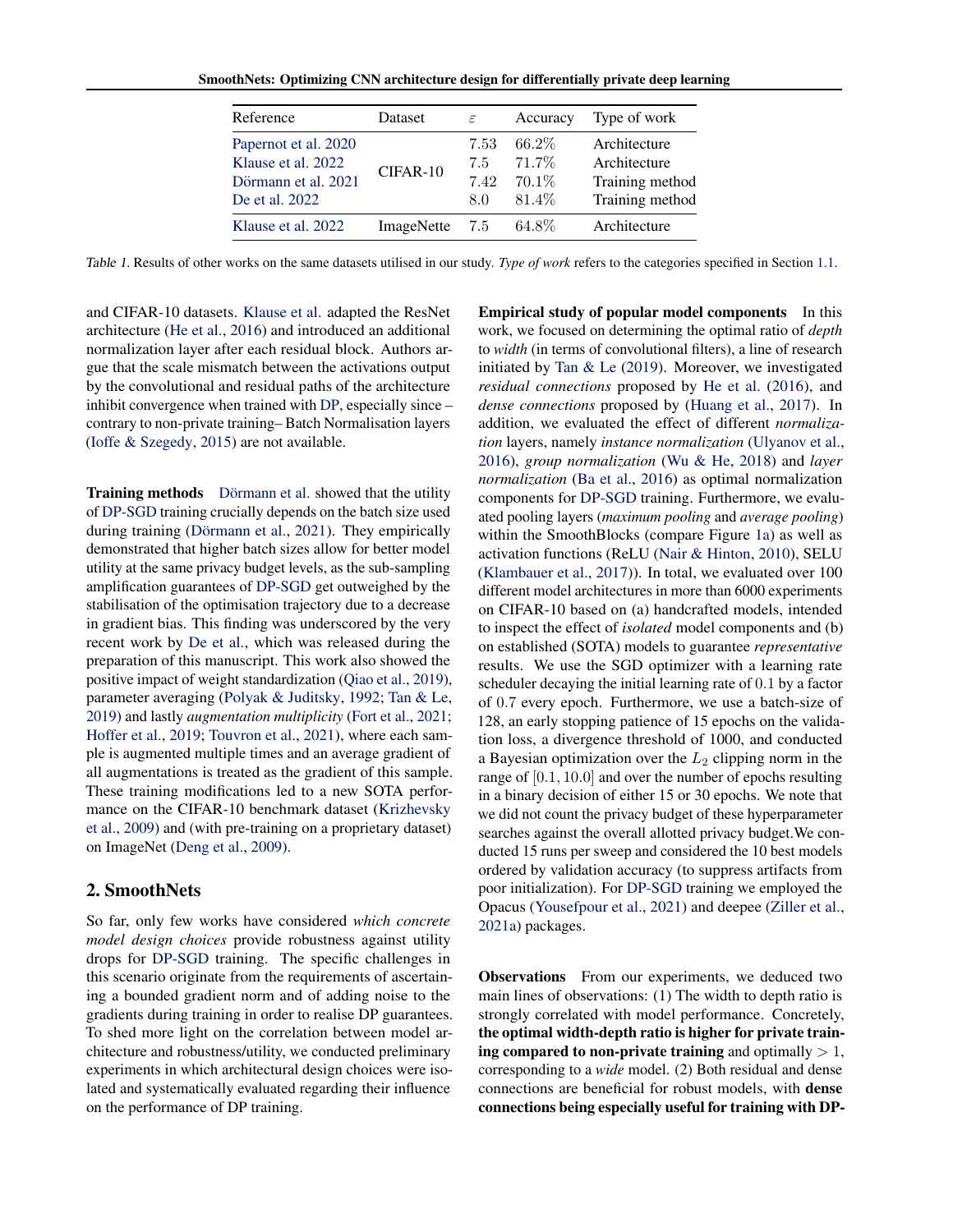| Reference | Dataset | $\varepsilon$ | Accuracy | Type of work |
|---|---|---|---|---|
| Papernot et al. 2020 | CIFAR-10 | 7.53 | 66.2% | Architecture |
| Klause et al. 2022 | | 7.5 | 71.7% | Architecture |
| Dörmann et al. 2021 | | 7.42 | 70.1% | Training method |
| De et al. 2022 | | 8.0 | 81.4% | Training method |
| Klause et al. 2022 | ImageNette | 7.5 | 64.8% | Architecture |

*Table 1.* Results of other works on the same datasets utilised in our study. *Type of work* refers to the categories specified in Section 1.1.

and CIFAR-10 datasets. Klause et al. adapted the ResNet architecture (He et al., 2016) and introduced an additional normalization layer after each residual block. Authors argue that the scale mismatch between the activations output by the convolutional and residual paths of the architecture inhibit convergence when trained with DP, especially since – contrary to non-private training– Batch Normalisation layers (Ioffe & Szegedy, 2015) are not available.

**Training methods** Dörmann et al. showed that the utility of DP-SGD training crucially depends on the batch size used during training (Dörmann et al., 2021). They empirically demonstrated that higher batch sizes allow for better model utility at the same privacy budget levels, as the sub-sampling amplification guarantees of DP-SGD get outweighed by the stabilisation of the optimisation trajectory due to a decrease in gradient bias. This finding was underscored by the very recent work by De et al., which was released during the preparation of this manuscript. This work also showed the positive impact of weight standardization (Qiao et al., 2019), parameter averaging (Polyak & Juditsky, 1992; Tan & Le, 2019) and lastly *augmentation multiplicity* (Fort et al., 2021; Hoffer et al., 2019; Touvron et al., 2021), where each sample is augmented multiple times and an average gradient of all augmentations is treated as the gradient of this sample. These training modifications led to a new SOTA performance on the CIFAR-10 benchmark dataset (Krizhevsky et al., 2009) and (with pre-training on a proprietary dataset) on ImageNet (Deng et al., 2009).

## 2. SmoothNets

So far, only few works have considered *which concrete model design choices* provide robustness against utility drops for DP-SGD training. The specific challenges in this scenario originate from the requirements of ascertaining a bounded gradient norm and of adding noise to the gradients during training in order to realise DP guarantees. To shed more light on the correlation between model architecture and robustness/utility, we conducted preliminary experiments in which architectural design choices were isolated and systematically evaluated regarding their influence on the performance of DP training.

**Empirical study of popular model components** In this work, we focused on determining the optimal ratio of *depth* to *width* (in terms of convolutional filters), a line of research initiated by Tan & Le (2019). Moreover, we investigated *residual connections* proposed by He et al. (2016), and *dense connections* proposed by (Huang et al., 2017). In addition, we evaluated the effect of different *normalization* layers, namely *instance normalization* (Ulyanov et al., 2016), *group normalization* (Wu & He, 2018) and *layer normalization* (Ba et al., 2016) as optimal normalization components for DP-SGD training. Furthermore, we evaluated pooling layers (*maximum pooling* and *average pooling*) within the SmoothBlocks (compare Figure 1a) as well as activation functions (ReLU (Nair & Hinton, 2010), SELU (Klambauer et al., 2017)). In total, we evaluated over 100 different model architectures in more than 6000 experiments on CIFAR-10 based on (a) handcrafted models, intended to inspect the effect of *isolated* model components and (b) on established (SOTA) models to guarantee *representative* results. We use the SGD optimizer with a learning rate scheduler decaying the initial learning rate of $0.1$ by a factor of $0.7$ every epoch. Furthermore, we use a batch-size of 128, an early stopping patience of 15 epochs on the validation loss, a divergence threshold of 1000, and conducted a Bayesian optimization over the $L_2$ clipping norm in the range of $[0.1, 10.0]$ and over the number of epochs resulting in a binary decision of either 15 or 30 epochs. We note that we did not count the privacy budget of these hyperparameter searches against the overall allotted privacy budget.We conducted 15 runs per sweep and considered the 10 best models ordered by validation accuracy (to suppress artifacts from poor initialization). For DP-SGD training we employed the Opacus (Yousefpour et al., 2021) and deepee (Ziller et al., 2021a) packages.

**Observations** From our experiments, we deduced two main lines of observations: (1) The width to depth ratio is strongly correlated with model performance. Concretely, **the optimal width-depth ratio is higher for private training compared to non-private training** and optimally $> 1$, corresponding to a *wide* model. (2) Both residual and dense connections are beneficial for robust models, with **dense connections being especially useful for training with DP-**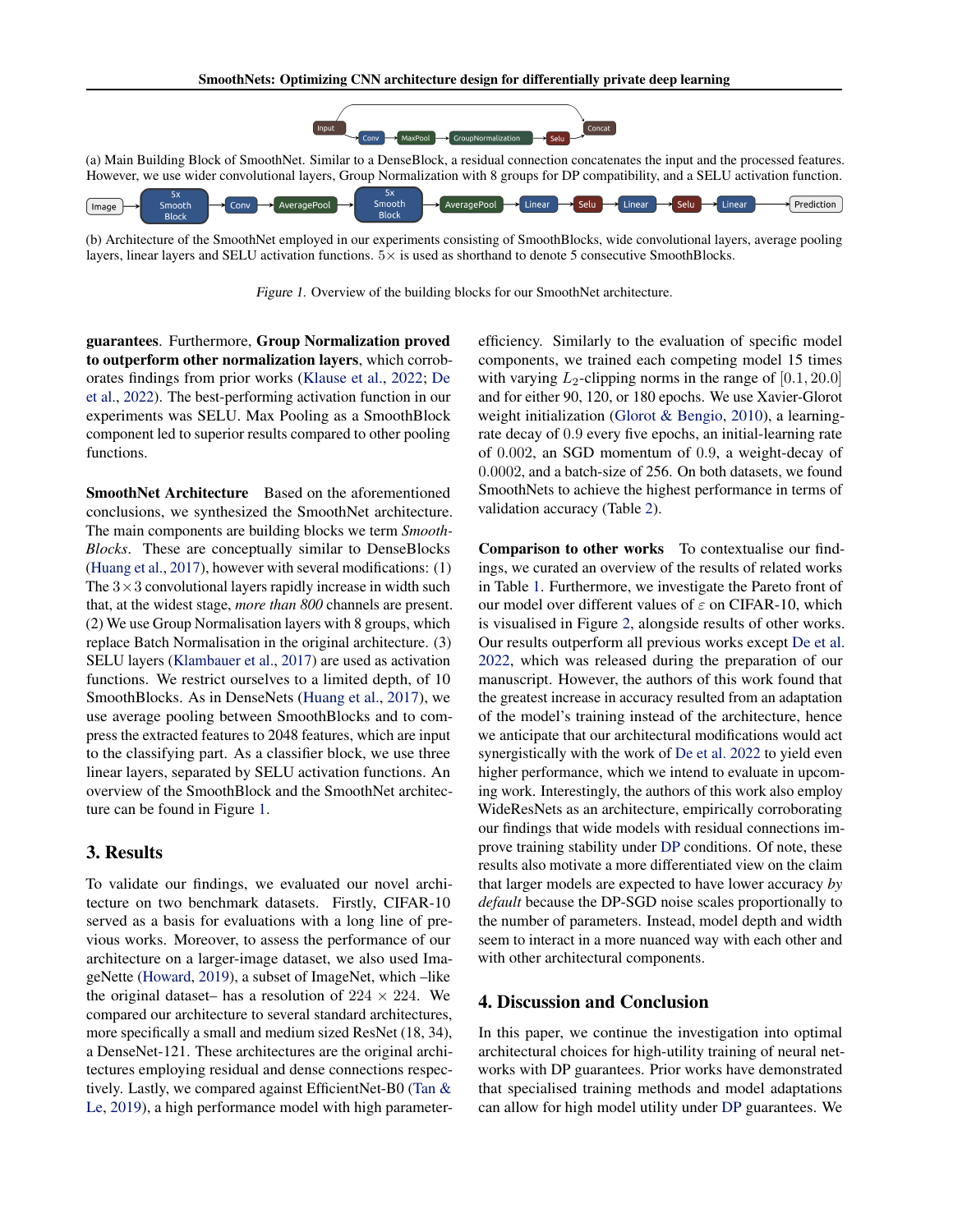(a) Main Building Block of SmoothNet. Similar to a DenseBlock, a residual connection concatenates the input and the processed features. However, we use wider convolutional layers, Group Normalization with 8 groups for DP compatibility, and a SELU activation function.

(b) Architecture of the SmoothNet employed in our experiments consisting of SmoothBlocks, wide convolutional layers, average pooling layers, linear layers and SELU activation functions. $5\times$ is used as shorthand to denote 5 consecutive SmoothBlocks.

*Figure 1.* Overview of the building blocks for our SmoothNet architecture.

**guarantees**. Furthermore, **Group Normalization proved to outperform other normalization layers**, which corroborates findings from prior works (Klause et al., 2022; De et al., 2022). The best-performing activation function in our experiments was SELU. Max Pooling as a SmoothBlock component led to superior results compared to other pooling functions.

**SmoothNet Architecture** Based on the aforementioned conclusions, we synthesized the SmoothNet architecture. The main components are building blocks we term *Smooth-Blocks*. These are conceptually similar to DenseBlocks (Huang et al., 2017), however with several modifications: (1) The $3\times3$ convolutional layers rapidly increase in width such that, at the widest stage, *more than 800* channels are present. (2) We use Group Normalisation layers with 8 groups, which replace Batch Normalisation in the original architecture. (3) SELU layers (Klambauer et al., 2017) are used as activation functions. We restrict ourselves to a limited depth, of 10 SmoothBlocks. As in DenseNets (Huang et al., 2017), we use average pooling between SmoothBlocks and to compress the extracted features to 2048 features, which are input to the classifying part. As a classifier block, we use three linear layers, separated by SELU activation functions. An overview of the SmoothBlock and the SmoothNet architecture can be found in Figure 1.

## 3. Results

To validate our findings, we evaluated our novel architecture on two benchmark datasets. Firstly, CIFAR-10 served as a basis for evaluations with a long line of previous works. Moreover, to assess the performance of our architecture on a larger-image dataset, we also used ImageNette (Howard, 2019), a subset of ImageNet, which –like the original dataset– has a resolution of $224\times224$. We compared our architecture to several standard architectures, more specifically a small and medium sized ResNet (18, 34), a DenseNet-121. These architectures are the original architectures employing residual and dense connections respectively. Lastly, we compared against EfficientNet-B0 (Tan & Le, 2019), a high performance model with high parameter-efficiency. Similarly to the evaluation of specific model components, we trained each competing model 15 times with varying $L_2$-clipping norms in the range of $[0.1, 20.0]$ and for either 90, 120, or 180 epochs. We use Xavier-Glorot weight initialization (Glorot & Bengio, 2010), a learning-rate decay of 0.9 every five epochs, an initial-learning rate of 0.002, an SGD momentum of 0.9, a weight-decay of 0.0002, and a batch-size of 256. On both datasets, we found SmoothNets to achieve the highest performance in terms of validation accuracy (Table 2).

**Comparison to other works** To contextualise our findings, we curated an overview of the results of related works in Table 1. Furthermore, we investigate the Pareto front of our model over different values of $\varepsilon$ on CIFAR-10, which is visualised in Figure 2, alongside results of other works. Our results outperform all previous works except De et al. 2022, which was released during the preparation of our manuscript. However, the authors of this work found that the greatest increase in accuracy resulted from an adaptation of the model's training instead of the architecture, hence we anticipate that our architectural modifications would act synergistically with the work of De et al. 2022 to yield even higher performance, which we intend to evaluate in upcoming work. Interestingly, the authors of this work also employ WideResNets as an architecture, empirically corroborating our findings that wide models with residual connections improve training stability under DP conditions. Of note, these results also motivate a more differentiated view on the claim that larger models are expected to have lower accuracy *by default* because the DP-SGD noise scales proportionally to the number of parameters. Instead, model depth and width seem to interact in a more nuanced way with each other and with other architectural components.

## 4. Discussion and Conclusion

In this paper, we continue the investigation into optimal architectural choices for high-utility training of neural networks with DP guarantees. Prior works have demonstrated that specialised training methods and model adaptations can allow for high model utility under DP guarantees. We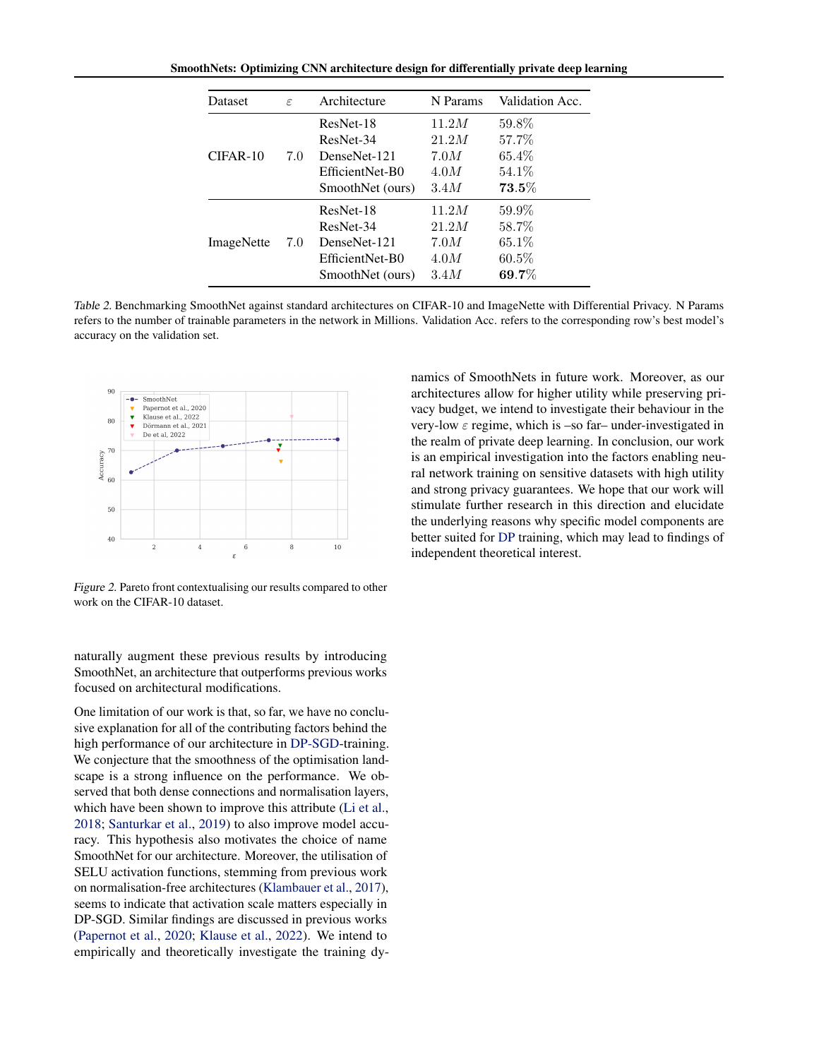| Dataset | $\varepsilon$ | Architecture | N Params | Validation Acc. |
|---|---|---|---|---|
| CIFAR-10 | 7.0 | ResNet-18 | $11.2M$ | 59.8% |
| | | ResNet-34 | $21.2M$ | 57.7% |
| | | DenseNet-121 | $7.0M$ | 65.4% |
| | | EfficientNet-B0 | $4.0M$ | 54.1% |
| | | SmoothNet (ours) | $3.4M$ | **73.5%** |
| ImageNette | 7.0 | ResNet-18 | $11.2M$ | 59.9% |
| | | ResNet-34 | $21.2M$ | 58.7% |
| | | DenseNet-121 | $7.0M$ | 65.1% |
| | | EfficientNet-B0 | $4.0M$ | 60.5% |
| | | SmoothNet (ours) | $3.4M$ | **69.7%** |

*Table 2.* Benchmarking SmoothNet against standard architectures on CIFAR-10 and ImageNette with Differential Privacy. N Params refers to the number of trainable parameters in the network in Millions. Validation Acc. refers to the corresponding row's best model's accuracy on the validation set.

*Figure 2.* Pareto front contextualising our results compared to other work on the CIFAR-10 dataset.

naturally augment these previous results by introducing SmoothNet, an architecture that outperforms previous works focused on architectural modifications.

One limitation of our work is that, so far, we have no conclusive explanation for all of the contributing factors behind the high performance of our architecture in DP-SGD-training. We conjecture that the smoothness of the optimisation landscape is a strong influence on the performance. We observed that both dense connections and normalisation layers, which have been shown to improve this attribute (Li et al., 2018; Santurkar et al., 2019) to also improve model accuracy. This hypothesis also motivates the choice of name SmoothNet for our architecture. Moreover, the utilisation of SELU activation functions, stemming from previous work on normalisation-free architectures (Klambauer et al., 2017), seems to indicate that activation scale matters especially in DP-SGD. Similar findings are discussed in previous works (Papernot et al., 2020; Klause et al., 2022). We intend to empirically and theoretically investigate the training dynamics of SmoothNets in future work. Moreover, as our architectures allow for higher utility while preserving privacy budget, we intend to investigate their behaviour in the very-low $\varepsilon$ regime, which is –so far– under-investigated in the realm of private deep learning. In conclusion, our work is an empirical investigation into the factors enabling neural network training on sensitive datasets with high utility and strong privacy guarantees. We hope that our work will stimulate further research in this direction and elucidate the underlying reasons why specific model components are better suited for DP training, which may lead to findings of independent theoretical interest.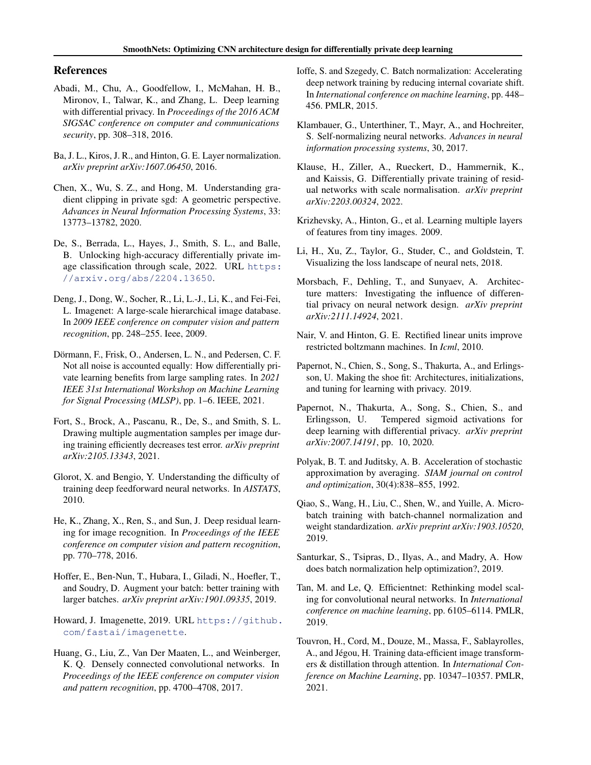## References

Abadi, M., Chu, A., Goodfellow, I., McMahan, H. B., Mironov, I., Talwar, K., and Zhang, L. Deep learning with differential privacy. In *Proceedings of the 2016 ACM SIGSAC conference on computer and communications security*, pp. 308–318, 2016.

Ba, J. L., Kiros, J. R., and Hinton, G. E. Layer normalization. *arXiv preprint arXiv:1607.06450*, 2016.

Chen, X., Wu, S. Z., and Hong, M. Understanding gradient clipping in private sgd: A geometric perspective. *Advances in Neural Information Processing Systems*, 33: 13773–13782, 2020.

De, S., Berrada, L., Hayes, J., Smith, S. L., and Balle, B. Unlocking high-accuracy differentially private image classification through scale, 2022. URL https://arxiv.org/abs/2204.13650.

Deng, J., Dong, W., Socher, R., Li, L.-J., Li, K., and Fei-Fei, L. Imagenet: A large-scale hierarchical image database. In *2009 IEEE conference on computer vision and pattern recognition*, pp. 248–255. Ieee, 2009.

Dörmann, F., Frisk, O., Andersen, L. N., and Pedersen, C. F. Not all noise is accounted equally: How differentially private learning benefits from large sampling rates. In *2021 IEEE 31st International Workshop on Machine Learning for Signal Processing (MLSP)*, pp. 1–6. IEEE, 2021.

Fort, S., Brock, A., Pascanu, R., De, S., and Smith, S. L. Drawing multiple augmentation samples per image during training efficiently decreases test error. *arXiv preprint arXiv:2105.13343*, 2021.

Glorot, X. and Bengio, Y. Understanding the difficulty of training deep feedforward neural networks. In *AISTATS*, 2010.

He, K., Zhang, X., Ren, S., and Sun, J. Deep residual learning for image recognition. In *Proceedings of the IEEE conference on computer vision and pattern recognition*, pp. 770–778, 2016.

Hoffer, E., Ben-Nun, T., Hubara, I., Giladi, N., Hoefler, T., and Soudry, D. Augment your batch: better training with larger batches. *arXiv preprint arXiv:1901.09335*, 2019.

Howard, J. Imagenette, 2019. URL https://github.com/fastai/imagenette.

Huang, G., Liu, Z., Van Der Maaten, L., and Weinberger, K. Q. Densely connected convolutional networks. In *Proceedings of the IEEE conference on computer vision and pattern recognition*, pp. 4700–4708, 2017.

Ioffe, S. and Szegedy, C. Batch normalization: Accelerating deep network training by reducing internal covariate shift. In *International conference on machine learning*, pp. 448–456. PMLR, 2015.

Klambauer, G., Unterthiner, T., Mayr, A., and Hochreiter, S. Self-normalizing neural networks. *Advances in neural information processing systems*, 30, 2017.

Klause, H., Ziller, A., Rueckert, D., Hammernik, K., and Kaissis, G. Differentially private training of residual networks with scale normalisation. *arXiv preprint arXiv:2203.00324*, 2022.

Krizhevsky, A., Hinton, G., et al. Learning multiple layers of features from tiny images. 2009.

Li, H., Xu, Z., Taylor, G., Studer, C., and Goldstein, T. Visualizing the loss landscape of neural nets, 2018.

Morsbach, F., Dehling, T., and Sunyaev, A. Architecture matters: Investigating the influence of differential privacy on neural network design. *arXiv preprint arXiv:2111.14924*, 2021.

Nair, V. and Hinton, G. E. Rectified linear units improve restricted boltzmann machines. In *Icml*, 2010.

Papernot, N., Chien, S., Song, S., Thakurta, A., and Erlingsson, U. Making the shoe fit: Architectures, initializations, and tuning for learning with privacy. 2019.

Papernot, N., Thakurta, A., Song, S., Chien, S., and Erlingsson, U. Tempered sigmoid activations for deep learning with differential privacy. *arXiv preprint arXiv:2007.14191*, pp. 10, 2020.

Polyak, B. T. and Juditsky, A. B. Acceleration of stochastic approximation by averaging. *SIAM journal on control and optimization*, 30(4):838–855, 1992.

Qiao, S., Wang, H., Liu, C., Shen, W., and Yuille, A. Micro-batch training with batch-channel normalization and weight standardization. *arXiv preprint arXiv:1903.10520*, 2019.

Santurkar, S., Tsipras, D., Ilyas, A., and Madry, A. How does batch normalization help optimization?, 2019.

Tan, M. and Le, Q. Efficientnet: Rethinking model scaling for convolutional neural networks. In *International conference on machine learning*, pp. 6105–6114. PMLR, 2019.

Touvron, H., Cord, M., Douze, M., Massa, F., Sablayrolles, A., and Jégou, H. Training data-efficient image transformers & distillation through attention. In *International Conference on Machine Learning*, pp. 10347–10357. PMLR, 2021.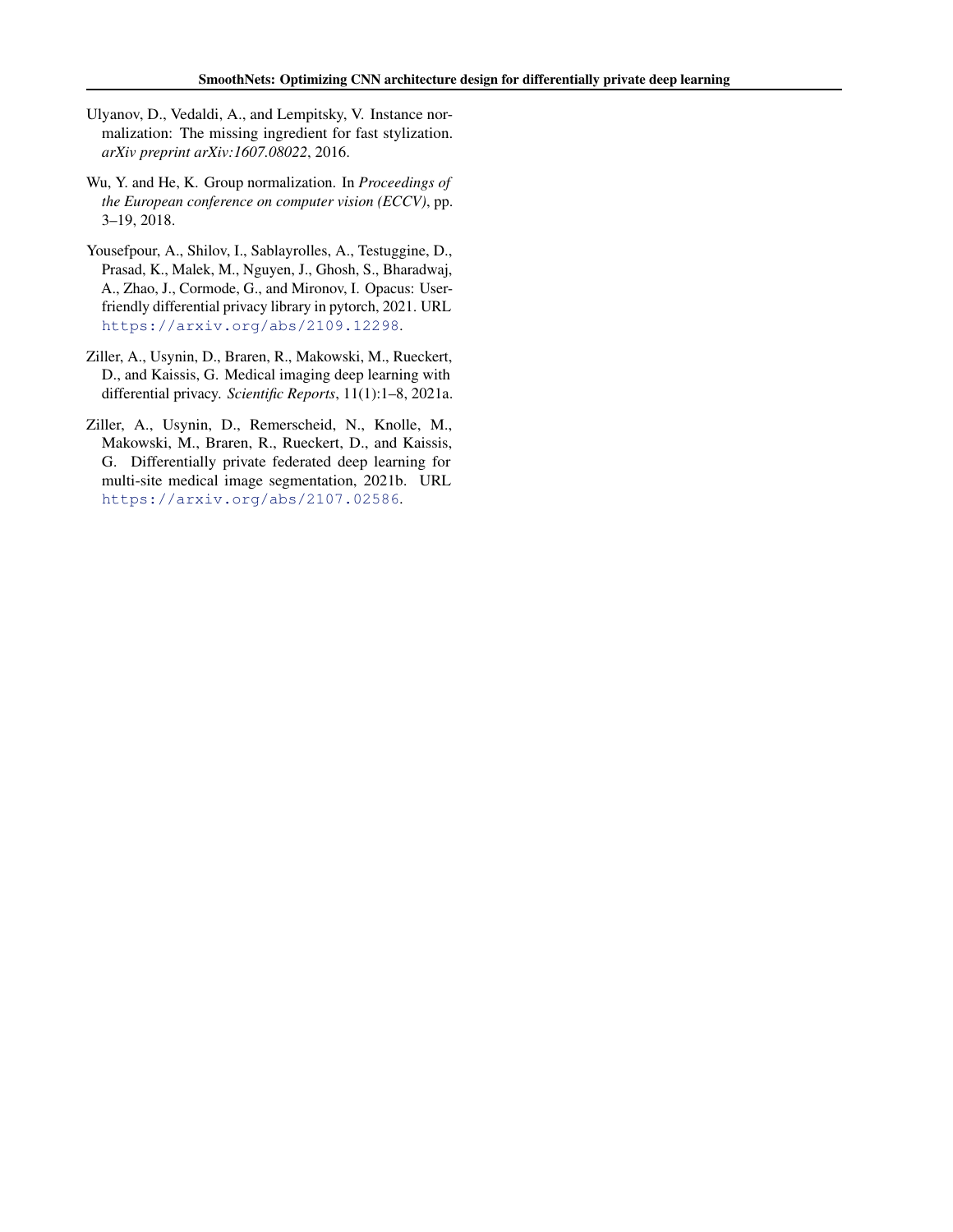Ulyanov, D., Vedaldi, A., and Lempitsky, V. Instance normalization: The missing ingredient for fast stylization. *arXiv preprint arXiv:1607.08022*, 2016.

Wu, Y. and He, K. Group normalization. In *Proceedings of the European conference on computer vision (ECCV)*, pp. 3–19, 2018.

Yousefpour, A., Shilov, I., Sablayrolles, A., Testuggine, D., Prasad, K., Malek, M., Nguyen, J., Ghosh, S., Bharadwaj, A., Zhao, J., Cormode, G., and Mironov, I. Opacus: User-friendly differential privacy library in pytorch, 2021. URL https://arxiv.org/abs/2109.12298.

Ziller, A., Usynin, D., Braren, R., Makowski, M., Rueckert, D., and Kaissis, G. Medical imaging deep learning with differential privacy. *Scientific Reports*, 11(1):1–8, 2021a.

Ziller, A., Usynin, D., Remerscheid, N., Knolle, M., Makowski, M., Braren, R., Rueckert, D., and Kaissis, G. Differentially private federated deep learning for multi-site medical image segmentation, 2021b. URL https://arxiv.org/abs/2107.02586.